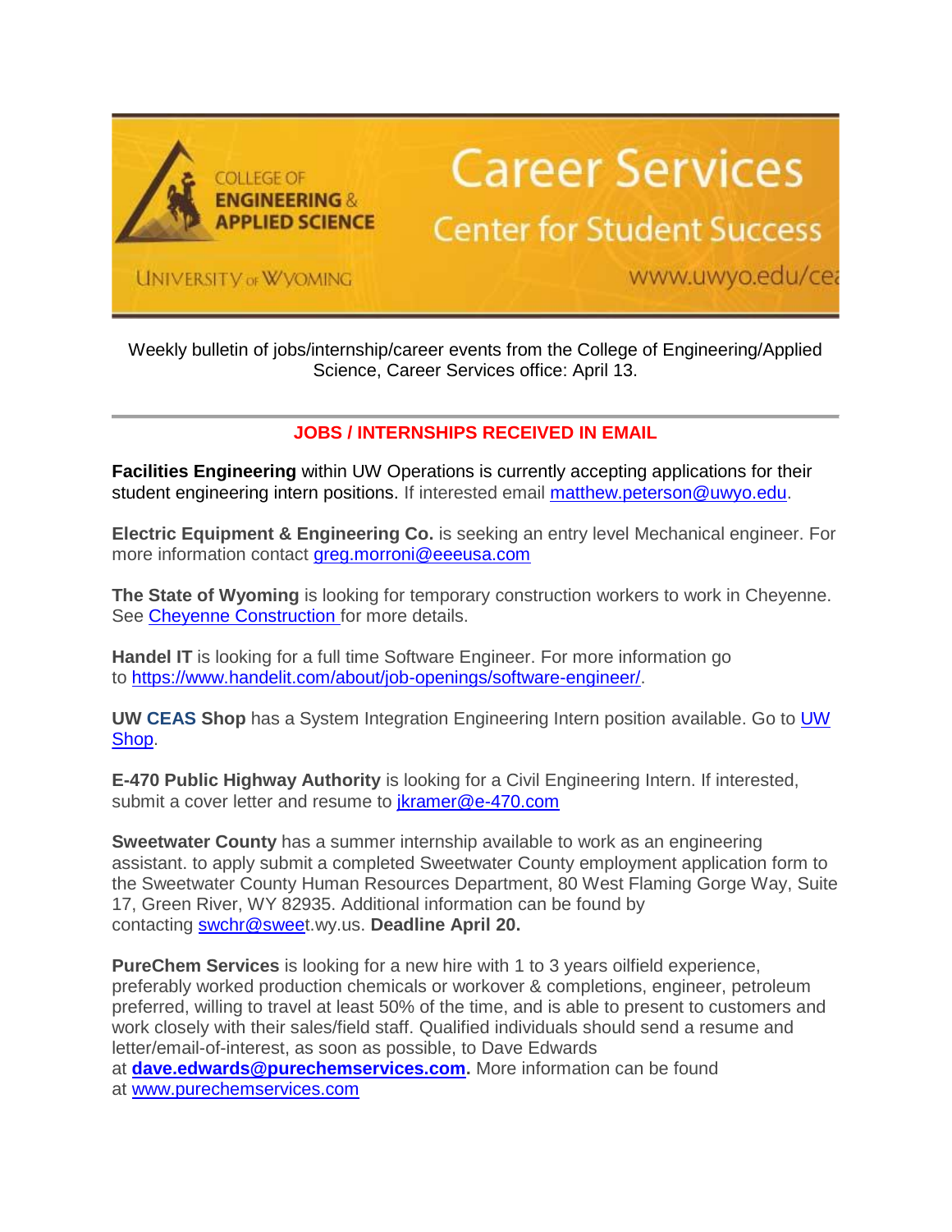COLLEGE OF **ENGINEERING & APPLIED SCIENCE**

UNIVERSITY of WYOMING

# Career Services

## Center for Student Success

www.uwyo.edu/cea

Weekly bulletin of jobs/internship/career events from the College of Engineering/Applied Science, Career Services office: April 13.

---

### JOBS / INTERNSHIPS RECEIVED IN EMAIL

**Facilities Engineering** within UW Operations is currently accepting applications for their student engineering intern positions. If interested email matthew.peterson@uwyo.edu.

**Electric Equipment & Engineering Co.** is seeking an entry level Mechanical engineer. For more information contact greg.morroni@eeeusa.com

**The State of Wyoming** is looking for temporary construction workers to work in Cheyenne. See Cheyenne Construction for more details.

**Handel IT** is looking for a full time Software Engineer. For more information go to https://www.handelit.com/about/job-openings/software-engineer/.

**UW CEAS Shop** has a System Integration Engineering Intern position available. Go to UW Shop.

**E-470 Public Highway Authority** is looking for a Civil Engineering Intern. If interested, submit a cover letter and resume to jkramer@e-470.com

**Sweetwater County** has a summer internship available to work as an engineering assistant. to apply submit a completed Sweetwater County employment application form to the Sweetwater County Human Resources Department, 80 West Flaming Gorge Way, Suite 17, Green River, WY 82935. Additional information can be found by contacting swchr@sweet.wy.us. **Deadline April 20.**

**PureChem Services** is looking for a new hire with 1 to 3 years oilfield experience, preferably worked production chemicals or workover & completions, engineer, petroleum preferred, willing to travel at least 50% of the time, and is able to present to customers and work closely with their sales/field staff. Qualified individuals should send a resume and letter/email-of-interest, as soon as possible, to Dave Edwards at **dave.edwards@purechemservices.com.** More information can be found at www.purechemservices.com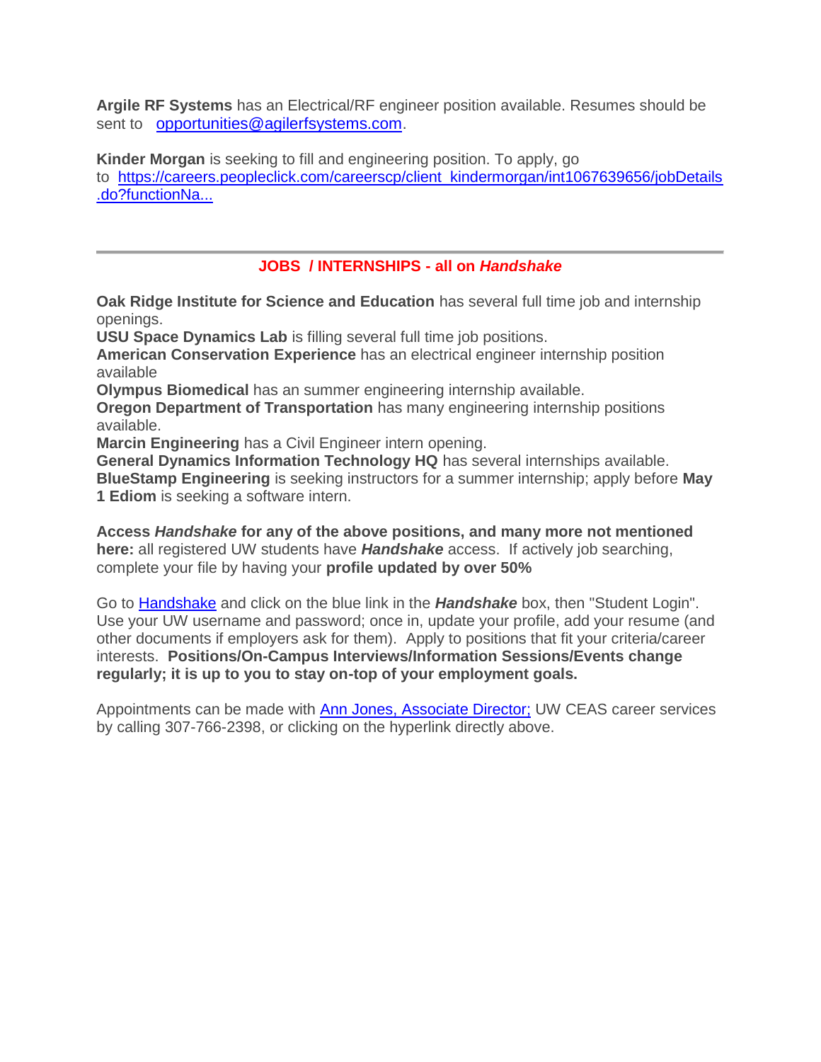**Argile RF Systems** has an Electrical/RF engineer position available. Resumes should be sent to [opportunities@agilerfsystems.com](mailto:opportunities@agilerfsystems.com).

**Kinder Morgan** is seeking to fill and engineering position. To apply, go to [https://careers.peopleclick.com/careerscp/client_kindermorgan/int1067639656/jobDetails.do?functionNa...](https://careers.peopleclick.com/careerscp/client_kindermorgan/int1067639656/jobDetails.do?functionNa...)

---

## JOBS / INTERNSHIPS - all on *Handshake*

**Oak Ridge Institute for Science and Education** has several full time job and internship openings.
**USU Space Dynamics Lab** is filling several full time job positions.
**American Conservation Experience** has an electrical engineer internship position available
**Olympus Biomedical** has an summer engineering internship available.
**Oregon Department of Transportation** has many engineering internship positions available.
**Marcin Engineering** has a Civil Engineer intern opening.
**General Dynamics Information Technology HQ** has several internships available.
**BlueStamp Engineering** is seeking instructors for a summer internship; apply before **May 1** **Ediom** is seeking a software intern.

**Access *Handshake* for any of the above positions, and many more not mentioned here:** all registered UW students have ***Handshake*** access. If actively job searching, complete your file by having your **profile updated by over 50%**

Go to [Handshake]() and click on the blue link in the ***Handshake*** box, then "Student Login". Use your UW username and password; once in, update your profile, add your resume (and other documents if employers ask for them). Apply to positions that fit your criteria/career interests. **Positions/On-Campus Interviews/Information Sessions/Events change regularly; it is up to you to stay on-top of your employment goals.**

Appointments can be made with [Ann Jones, Associate Director;]() UW CEAS career services by calling 307-766-2398, or clicking on the hyperlink directly above.